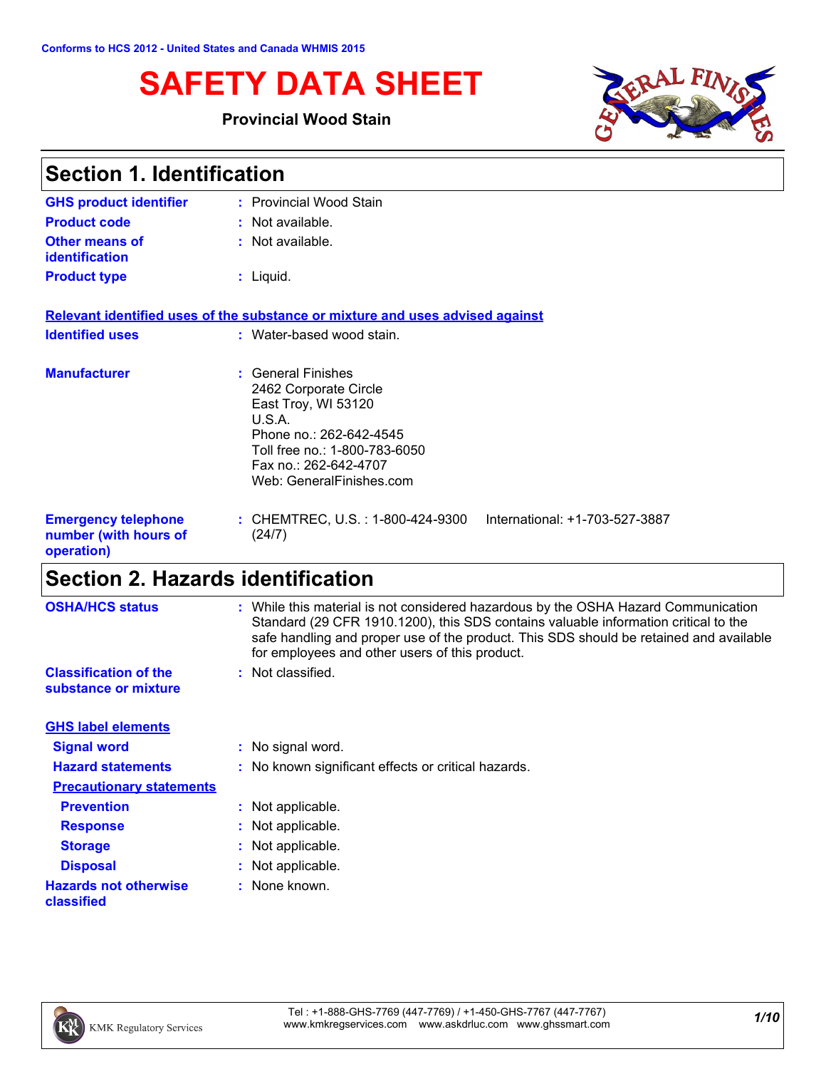Conforms to HCS 2012 - United States and Canada WHMIS 2015

# SAFETY DATA SHEET

**Provincial Wood Stain**

## Section 1. Identification

| | |
|---|---|
| **GHS product identifier** | : Provincial Wood Stain |
| **Product code** | : Not available. |
| **Other means of identification** | : Not available. |
| **Product type** | : Liquid. |

**Relevant identified uses of the substance or mixture and uses advised against**

| | |
|---|---|
| **Identified uses** | : Water-based wood stain. |
| **Manufacturer** | : General Finishes<br>2462 Corporate Circle<br>East Troy, WI 53120<br>U.S.A.<br>Phone no.: 262-642-4545<br>Toll free no.: 1-800-783-6050<br>Fax no.: 262-642-4707<br>Web: GeneralFinishes.com |
| **Emergency telephone number (with hours of operation)** | : CHEMTREC, U.S. : 1-800-424-9300 International: +1-703-527-3887 (24/7) |

## Section 2. Hazards identification

| | |
|---|---|
| **OSHA/HCS status** | : While this material is not considered hazardous by the OSHA Hazard Communication Standard (29 CFR 1910.1200), this SDS contains valuable information critical to the safe handling and proper use of the product. This SDS should be retained and available for employees and other users of this product. |
| **Classification of the substance or mixture** | : Not classified. |

**GHS label elements**

| | |
|---|---|
| **Signal word** | : No signal word. |
| **Hazard statements** | : No known significant effects or critical hazards. |

**Precautionary statements**

| | |
|---|---|
| **Prevention** | : Not applicable. |
| **Response** | : Not applicable. |
| **Storage** | : Not applicable. |
| **Disposal** | : Not applicable. |
| **Hazards not otherwise classified** | : None known. |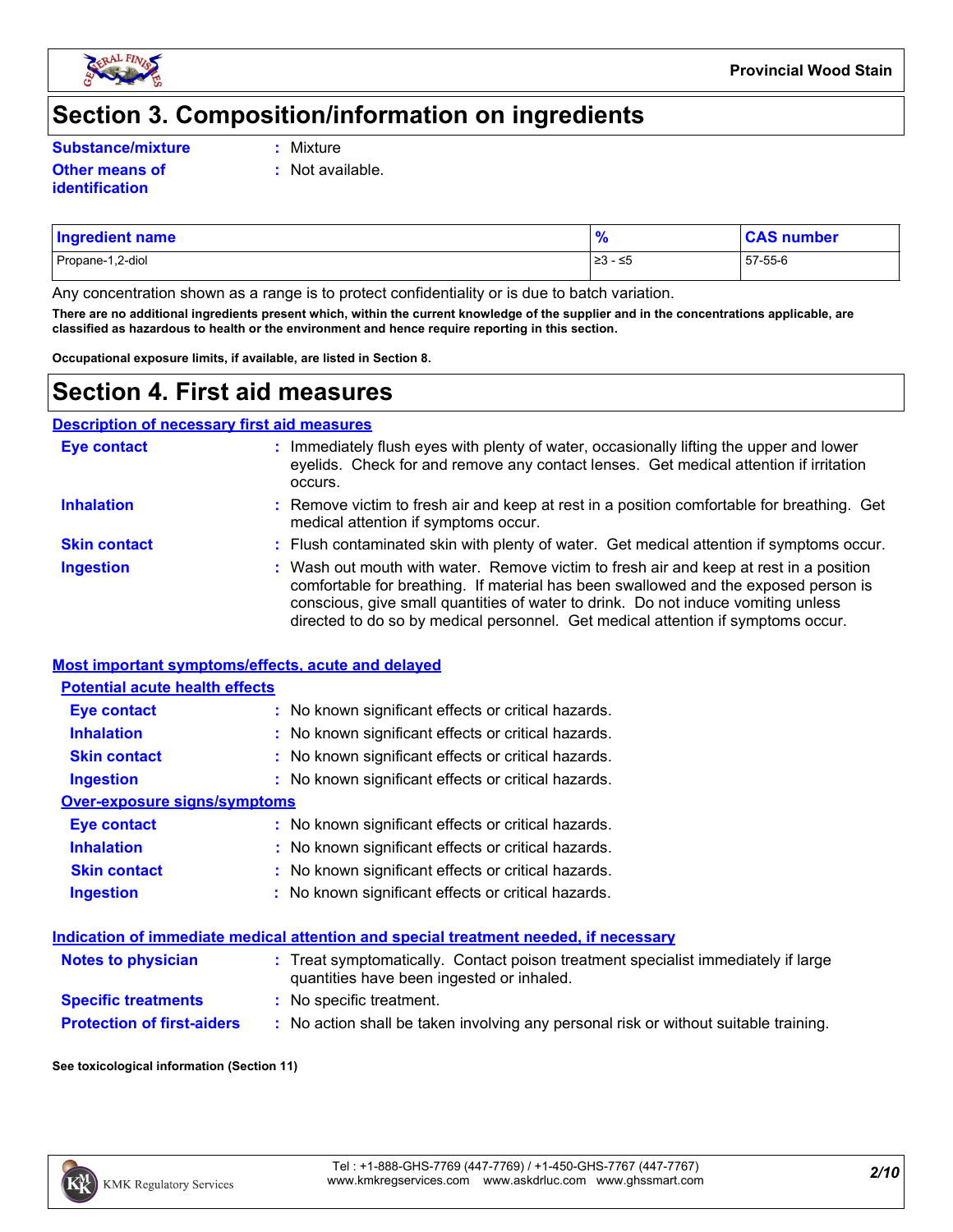# Section 3. Composition/information on ingredients

**Substance/mixture** : Mixture

**Other means of identification** : Not available.

| Ingredient name | % | CAS number |
|---|---|---|
| Propane-1,2-diol | ≥3 - ≤5 | 57-55-6 |

Any concentration shown as a range is to protect confidentiality or is due to batch variation.

**There are no additional ingredients present which, within the current knowledge of the supplier and in the concentrations applicable, are classified as hazardous to health or the environment and hence require reporting in this section.**

**Occupational exposure limits, if available, are listed in Section 8.**

# Section 4. First aid measures

## Description of necessary first aid measures

**Eye contact** : Immediately flush eyes with plenty of water, occasionally lifting the upper and lower eyelids. Check for and remove any contact lenses. Get medical attention if irritation occurs.

**Inhalation** : Remove victim to fresh air and keep at rest in a position comfortable for breathing. Get medical attention if symptoms occur.

**Skin contact** : Flush contaminated skin with plenty of water. Get medical attention if symptoms occur.

**Ingestion** : Wash out mouth with water. Remove victim to fresh air and keep at rest in a position comfortable for breathing. If material has been swallowed and the exposed person is conscious, give small quantities of water to drink. Do not induce vomiting unless directed to do so by medical personnel. Get medical attention if symptoms occur.

## Most important symptoms/effects, acute and delayed

### Potential acute health effects

**Eye contact** : No known significant effects or critical hazards.

**Inhalation** : No known significant effects or critical hazards.

**Skin contact** : No known significant effects or critical hazards.

**Ingestion** : No known significant effects or critical hazards.

### Over-exposure signs/symptoms

**Eye contact** : No known significant effects or critical hazards.

**Inhalation** : No known significant effects or critical hazards.

**Skin contact** : No known significant effects or critical hazards.

**Ingestion** : No known significant effects or critical hazards.

## Indication of immediate medical attention and special treatment needed, if necessary

**Notes to physician** : Treat symptomatically. Contact poison treatment specialist immediately if large quantities have been ingested or inhaled.

**Specific treatments** : No specific treatment.

**Protection of first-aiders** : No action shall be taken involving any personal risk or without suitable training.

**See toxicological information (Section 11)**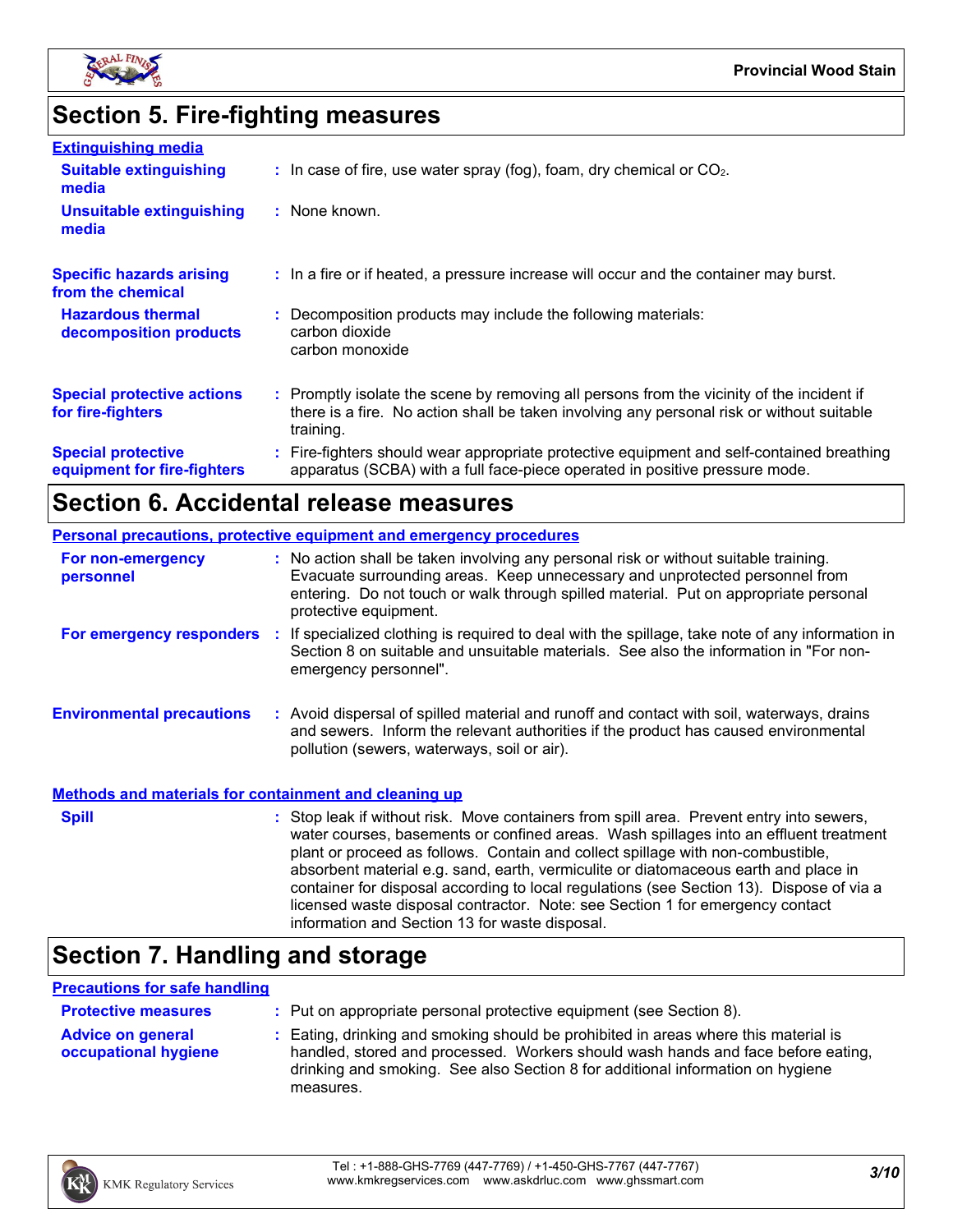## Section 5. Fire-fighting measures

### Extinguishing media

**Suitable extinguishing media** : In case of fire, use water spray (fog), foam, dry chemical or $CO_2$.

**Unsuitable extinguishing media** : None known.

**Specific hazards arising from the chemical** : In a fire or if heated, a pressure increase will occur and the container may burst.

**Hazardous thermal decomposition products** : Decomposition products may include the following materials:
carbon dioxide
carbon monoxide

**Special protective actions for fire-fighters** : Promptly isolate the scene by removing all persons from the vicinity of the incident if there is a fire. No action shall be taken involving any personal risk or without suitable training.

**Special protective equipment for fire-fighters** : Fire-fighters should wear appropriate protective equipment and self-contained breathing apparatus (SCBA) with a full face-piece operated in positive pressure mode.

## Section 6. Accidental release measures

### Personal precautions, protective equipment and emergency procedures

**For non-emergency personnel** : No action shall be taken involving any personal risk or without suitable training. Evacuate surrounding areas. Keep unnecessary and unprotected personnel from entering. Do not touch or walk through spilled material. Put on appropriate personal protective equipment.

**For emergency responders** : If specialized clothing is required to deal with the spillage, take note of any information in Section 8 on suitable and unsuitable materials. See also the information in "For non-emergency personnel".

**Environmental precautions** : Avoid dispersal of spilled material and runoff and contact with soil, waterways, drains and sewers. Inform the relevant authorities if the product has caused environmental pollution (sewers, waterways, soil or air).

### Methods and materials for containment and cleaning up

**Spill** : Stop leak if without risk. Move containers from spill area. Prevent entry into sewers, water courses, basements or confined areas. Wash spillages into an effluent treatment plant or proceed as follows. Contain and collect spillage with non-combustible, absorbent material e.g. sand, earth, vermiculite or diatomaceous earth and place in container for disposal according to local regulations (see Section 13). Dispose of via a licensed waste disposal contractor. Note: see Section 1 for emergency contact information and Section 13 for waste disposal.

## Section 7. Handling and storage

### Precautions for safe handling

**Protective measures** : Put on appropriate personal protective equipment (see Section 8).

**Advice on general occupational hygiene** : Eating, drinking and smoking should be prohibited in areas where this material is handled, stored and processed. Workers should wash hands and face before eating, drinking and smoking. See also Section 8 for additional information on hygiene measures.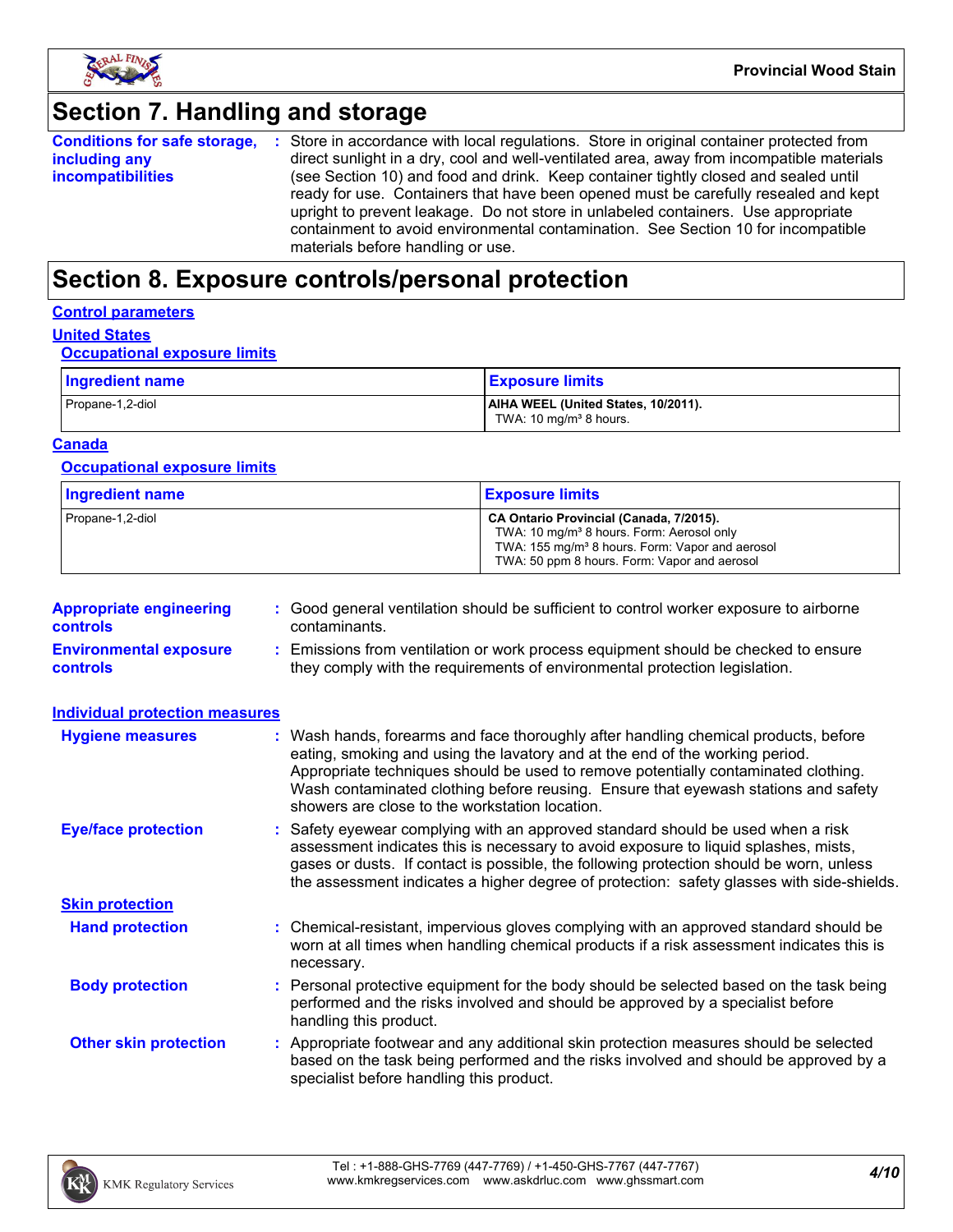## Section 7. Handling and storage

**Conditions for safe storage, including any incompatibilities** : Store in accordance with local regulations. Store in original container protected from direct sunlight in a dry, cool and well-ventilated area, away from incompatible materials (see Section 10) and food and drink. Keep container tightly closed and sealed until ready for use. Containers that have been opened must be carefully resealed and kept upright to prevent leakage. Do not store in unlabeled containers. Use appropriate containment to avoid environmental contamination. See Section 10 for incompatible materials before handling or use.

## Section 8. Exposure controls/personal protection

### Control parameters

#### United States

##### Occupational exposure limits

| Ingredient name | Exposure limits |
|---|---|
| Propane-1,2-diol | **AIHA WEEL (United States, 10/2011).**<br>TWA: 10 mg/m³ 8 hours. |

#### Canada

##### Occupational exposure limits

| Ingredient name | Exposure limits |
|---|---|
| Propane-1,2-diol | **CA Ontario Provincial (Canada, 7/2015).**<br>TWA: 10 mg/m³ 8 hours. Form: Aerosol only<br>TWA: 155 mg/m³ 8 hours. Form: Vapor and aerosol<br>TWA: 50 ppm 8 hours. Form: Vapor and aerosol |

**Appropriate engineering controls** : Good general ventilation should be sufficient to control worker exposure to airborne contaminants.

**Environmental exposure controls** : Emissions from ventilation or work process equipment should be checked to ensure they comply with the requirements of environmental protection legislation.

### Individual protection measures

**Hygiene measures** : Wash hands, forearms and face thoroughly after handling chemical products, before eating, smoking and using the lavatory and at the end of the working period. Appropriate techniques should be used to remove potentially contaminated clothing. Wash contaminated clothing before reusing. Ensure that eyewash stations and safety showers are close to the workstation location.

**Eye/face protection** : Safety eyewear complying with an approved standard should be used when a risk assessment indicates this is necessary to avoid exposure to liquid splashes, mists, gases or dusts. If contact is possible, the following protection should be worn, unless the assessment indicates a higher degree of protection: safety glasses with side-shields.

#### Skin protection

**Hand protection** : Chemical-resistant, impervious gloves complying with an approved standard should be worn at all times when handling chemical products if a risk assessment indicates this is necessary.

**Body protection** : Personal protective equipment for the body should be selected based on the task being performed and the risks involved and should be approved by a specialist before handling this product.

**Other skin protection** : Appropriate footwear and any additional skin protection measures should be selected based on the task being performed and the risks involved and should be approved by a specialist before handling this product.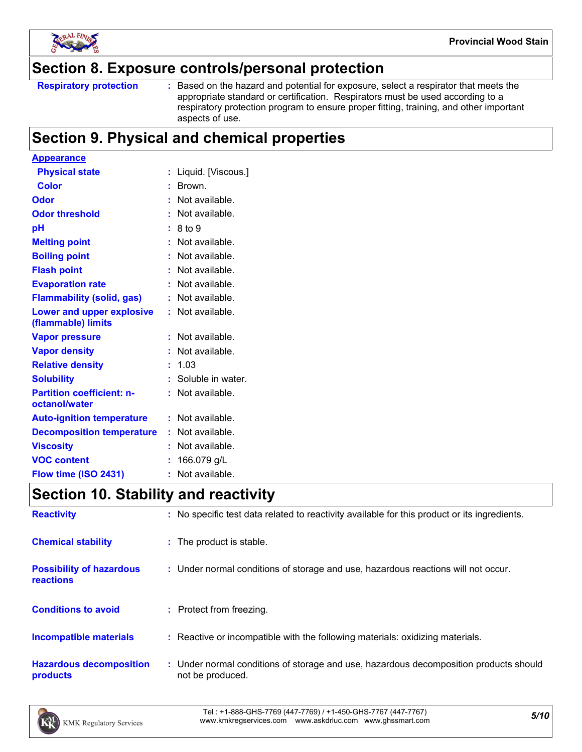## Section 8. Exposure controls/personal protection

| | |
|---|---|
| **Respiratory protection** | : Based on the hazard and potential for exposure, select a respirator that meets the appropriate standard or certification. Respirators must be used according to a respiratory protection program to ensure proper fitting, training, and other important aspects of use. |

## Section 9. Physical and chemical properties

| | |
|---|---|
| **Appearance** | |
| **Physical state** | : Liquid. [Viscous.] |
| **Color** | : Brown. |
| **Odor** | : Not available. |
| **Odor threshold** | : Not available. |
| **pH** | : 8 to 9 |
| **Melting point** | : Not available. |
| **Boiling point** | : Not available. |
| **Flash point** | : Not available. |
| **Evaporation rate** | : Not available. |
| **Flammability (solid, gas)** | : Not available. |
| **Lower and upper explosive (flammable) limits** | : Not available. |
| **Vapor pressure** | : Not available. |
| **Vapor density** | : Not available. |
| **Relative density** | : 1.03 |
| **Solubility** | : Soluble in water. |
| **Partition coefficient: n-octanol/water** | : Not available. |
| **Auto-ignition temperature** | : Not available. |
| **Decomposition temperature** | : Not available. |
| **Viscosity** | : Not available. |
| **VOC content** | : 166.079 g/L |
| **Flow time (ISO 2431)** | : Not available. |

## Section 10. Stability and reactivity

| | |
|---|---|
| **Reactivity** | : No specific test data related to reactivity available for this product or its ingredients. |
| **Chemical stability** | : The product is stable. |
| **Possibility of hazardous reactions** | : Under normal conditions of storage and use, hazardous reactions will not occur. |
| **Conditions to avoid** | : Protect from freezing. |
| **Incompatible materials** | : Reactive or incompatible with the following materials: oxidizing materials. |
| **Hazardous decomposition products** | : Under normal conditions of storage and use, hazardous decomposition products should not be produced. |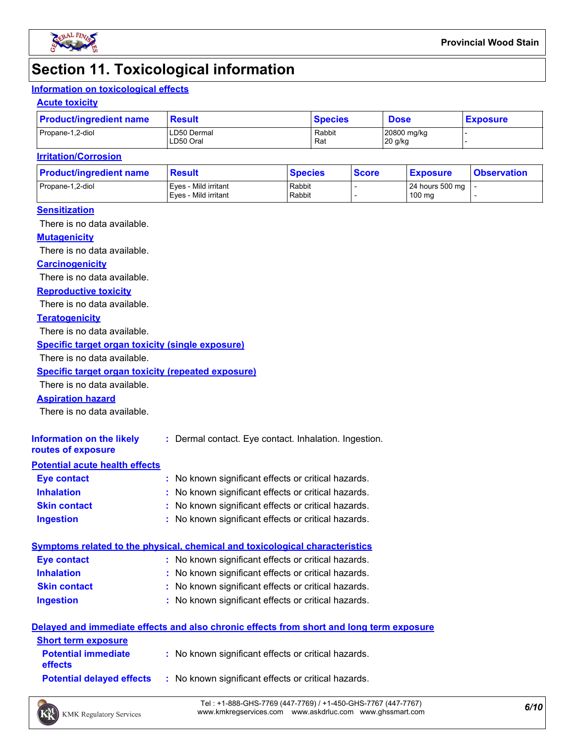# Section 11. Toxicological information

## Information on toxicological effects

### Acute toxicity

| Product/ingredient name | Result | Species | Dose | Exposure |
|---|---|---|---|---|
| Propane-1,2-diol | LD50 Dermal<br>LD50 Oral | Rabbit<br>Rat | 20800 mg/kg<br>20 g/kg | -<br>- |

### Irritation/Corrosion

| Product/ingredient name | Result | Species | Score | Exposure | Observation |
|---|---|---|---|---|---|
| Propane-1,2-diol | Eyes - Mild irritant<br>Eyes - Mild irritant | Rabbit<br>Rabbit | -<br>- | 24 hours 500 mg<br>100 mg | -<br>- |

### Sensitization

There is no data available.

### Mutagenicity

There is no data available.

### Carcinogenicity

There is no data available.

### Reproductive toxicity

There is no data available.

### Teratogenicity

There is no data available.

### Specific target organ toxicity (single exposure)

There is no data available.

### Specific target organ toxicity (repeated exposure)

There is no data available.

### Aspiration hazard

There is no data available.

**Information on the likely routes of exposure** : Dermal contact. Eye contact. Inhalation. Ingestion.

## Potential acute health effects

**Eye contact** : No known significant effects or critical hazards.

**Inhalation** : No known significant effects or critical hazards.

**Skin contact** : No known significant effects or critical hazards.

**Ingestion** : No known significant effects or critical hazards.

## Symptoms related to the physical, chemical and toxicological characteristics

**Eye contact** : No known significant effects or critical hazards.

**Inhalation** : No known significant effects or critical hazards.

**Skin contact** : No known significant effects or critical hazards.

**Ingestion** : No known significant effects or critical hazards.

## Delayed and immediate effects and also chronic effects from short and long term exposure

### Short term exposure

**Potential immediate effects** : No known significant effects or critical hazards.

**Potential delayed effects** : No known significant effects or critical hazards.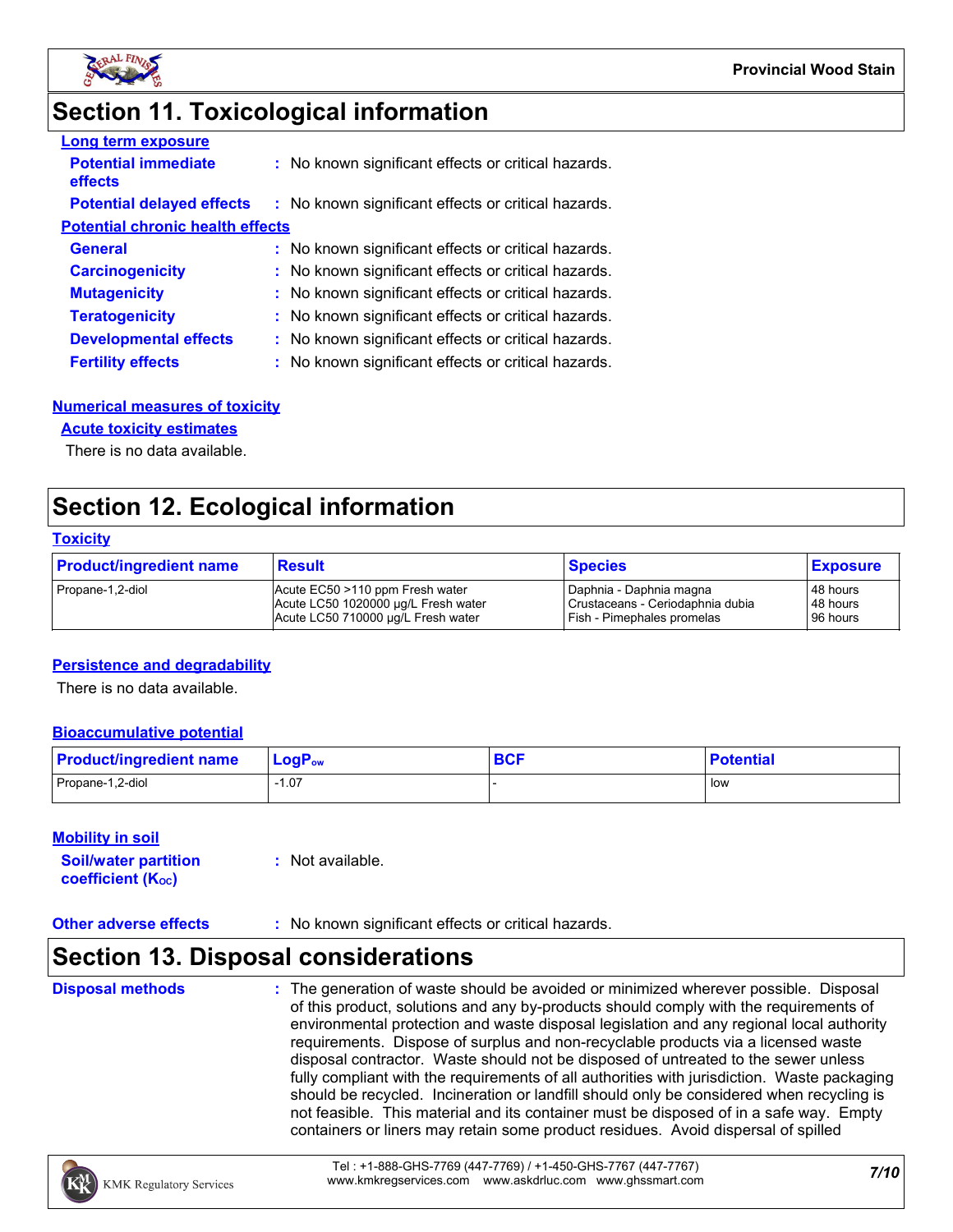# Section 11. Toxicological information

**Long term exposure**

**Potential immediate effects** : No known significant effects or critical hazards.

**Potential delayed effects** : No known significant effects or critical hazards.

**Potential chronic health effects**

**General** : No known significant effects or critical hazards.

**Carcinogenicity** : No known significant effects or critical hazards.

**Mutagenicity** : No known significant effects or critical hazards.

**Teratogenicity** : No known significant effects or critical hazards.

**Developmental effects** : No known significant effects or critical hazards.

**Fertility effects** : No known significant effects or critical hazards.

**Numerical measures of toxicity**

**Acute toxicity estimates**

There is no data available.

# Section 12. Ecological information

**Toxicity**

| Product/ingredient name | Result | Species | Exposure |
|---|---|---|---|
| Propane-1,2-diol | Acute EC50 >110 ppm Fresh water<br>Acute LC50 1020000 µg/L Fresh water<br>Acute LC50 710000 µg/L Fresh water | Daphnia - Daphnia magna<br>Crustaceans - Ceriodaphnia dubia<br>Fish - Pimephales promelas | 48 hours<br>48 hours<br>96 hours |

**Persistence and degradability**

There is no data available.

**Bioaccumulative potential**

| Product/ingredient name | $LogP_{ow}$ | BCF | Potential |
|---|---|---|---|
| Propane-1,2-diol | -1.07 | - | low |

**Mobility in soil**

**Soil/water partition coefficient ($K_{OC}$)** : Not available.

**Other adverse effects** : No known significant effects or critical hazards.

# Section 13. Disposal considerations

**Disposal methods** : The generation of waste should be avoided or minimized wherever possible. Disposal of this product, solutions and any by-products should comply with the requirements of environmental protection and waste disposal legislation and any regional local authority requirements. Dispose of surplus and non-recyclable products via a licensed waste disposal contractor. Waste should not be disposed of untreated to the sewer unless fully compliant with the requirements of all authorities with jurisdiction. Waste packaging should be recycled. Incineration or landfill should only be considered when recycling is not feasible. This material and its container must be disposed of in a safe way. Empty containers or liners may retain some product residues. Avoid dispersal of spilled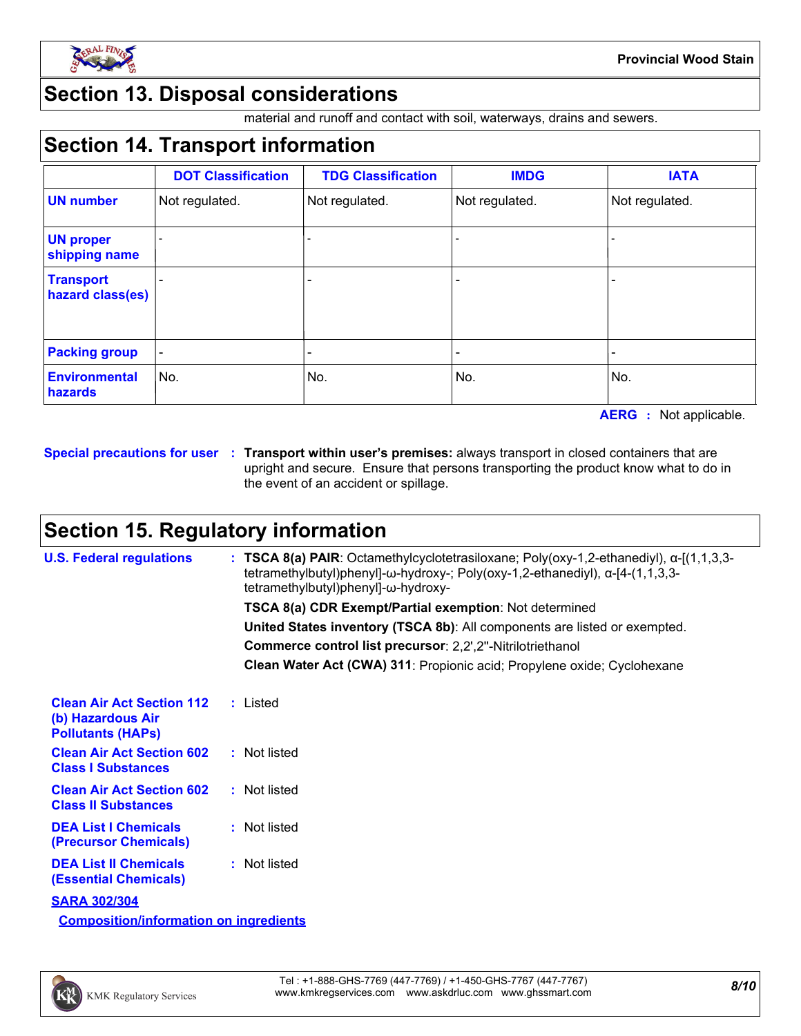## Section 13. Disposal considerations

material and runoff and contact with soil, waterways, drains and sewers.

## Section 14. Transport information

| | DOT Classification | TDG Classification | IMDG | IATA |
|---|---|---|---|---|
| UN number | Not regulated. | Not regulated. | Not regulated. | Not regulated. |
| UN proper shipping name | - | - | - | - |
| Transport hazard class(es) | - | - | - | - |
| Packing group | - | - | - | - |
| Environmental hazards | No. | No. | No. | No. |

**AERG** : Not applicable.

**Special precautions for user** : **Transport within user's premises:** always transport in closed containers that are upright and secure. Ensure that persons transporting the product know what to do in the event of an accident or spillage.

## Section 15. Regulatory information

**U.S. Federal regulations** : **TSCA 8(a) PAIR**: Octamethylcyclotetrasiloxane; Poly(oxy-1,2-ethanediyl), α-[(1,1,3,3-tetramethylbutyl)phenyl]-ω-hydroxy-; Poly(oxy-1,2-ethanediyl), α-[4-(1,1,3,3-tetramethylbutyl)phenyl]-ω-hydroxy-

**TSCA 8(a) CDR Exempt/Partial exemption**: Not determined

**United States inventory (TSCA 8b)**: All components are listed or exempted.

**Commerce control list precursor**: 2,2',2''-Nitrilotriethanol

**Clean Water Act (CWA) 311**: Propionic acid; Propylene oxide; Cyclohexane

**Clean Air Act Section 112 (b) Hazardous Air Pollutants (HAPs)** : Listed

**Clean Air Act Section 602 Class I Substances** : Not listed

**Clean Air Act Section 602 Class II Substances** : Not listed

**DEA List I Chemicals (Precursor Chemicals)** : Not listed

**DEA List II Chemicals (Essential Chemicals)** : Not listed

**SARA 302/304**

**Composition/information on ingredients**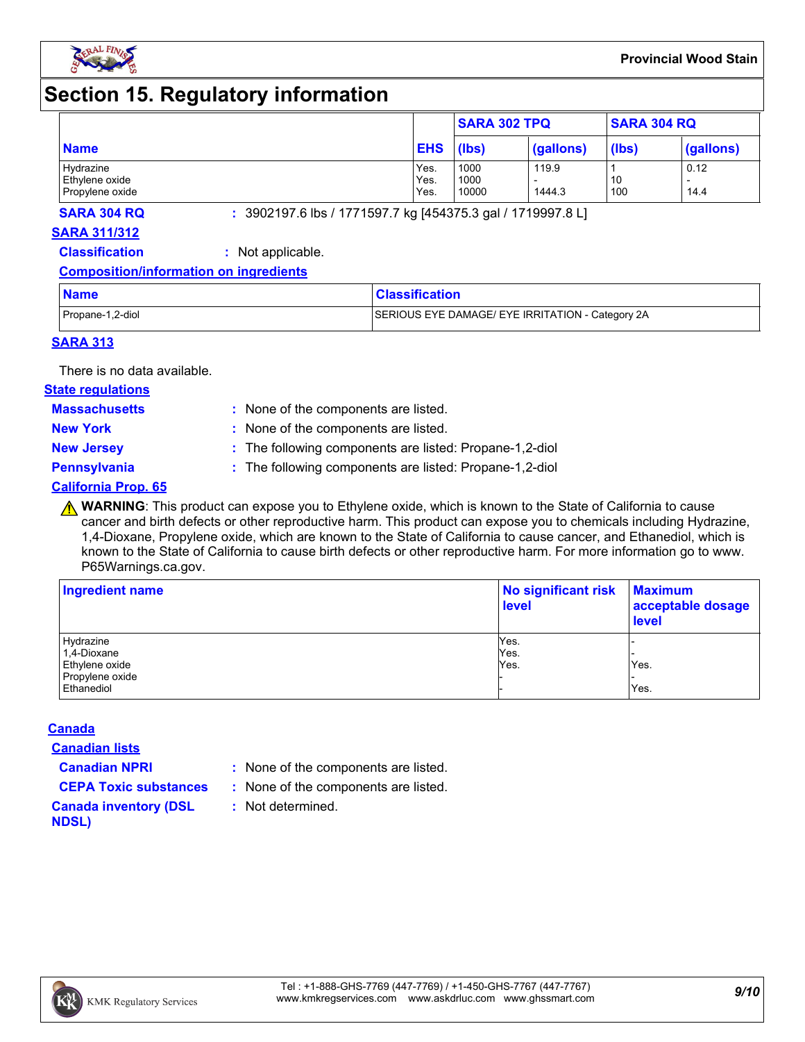# Section 15. Regulatory information

| Name | EHS | SARA 302 TPQ | | SARA 304 RQ | |
|---|---|---|---|---|---|
| | | (lbs) | (gallons) | (lbs) | (gallons) |
| Hydrazine | Yes. | 1000 | 119.9 | 1 | 0.12 |
| Ethylene oxide | Yes. | 1000 | - | 10 | - |
| Propylene oxide | Yes. | 10000 | 1444.3 | 100 | 14.4 |

**SARA 304 RQ** : 3902197.6 lbs / 1771597.7 kg [454375.3 gal / 1719997.8 L]

**SARA 311/312**

**Classification** : Not applicable.

**Composition/information on ingredients**

| Name | Classification |
|---|---|
| Propane-1,2-diol | SERIOUS EYE DAMAGE/ EYE IRRITATION - Category 2A |

**SARA 313**

There is no data available.

**State regulations**

**Massachusetts** : None of the components are listed.

**New York** : None of the components are listed.

**New Jersey** : The following components are listed: Propane-1,2-diol

**Pennsylvania** : The following components are listed: Propane-1,2-diol

**California Prop. 65**

⚠ **WARNING**: This product can expose you to Ethylene oxide, which is known to the State of California to cause cancer and birth defects or other reproductive harm. This product can expose you to chemicals including Hydrazine, 1,4-Dioxane, Propylene oxide, which are known to the State of California to cause cancer, and Ethanediol, which is known to the State of California to cause birth defects or other reproductive harm. For more information go to www.P65Warnings.ca.gov.

| Ingredient name | No significant risk level | Maximum acceptable dosage level |
|---|---|---|
| Hydrazine | Yes. | - |
| 1,4-Dioxane | Yes. | - |
| Ethylene oxide | Yes. | Yes. |
| Propylene oxide | - | - |
| Ethanediol | - | Yes. |

**Canada**

**Canadian lists**

**Canadian NPRI** : None of the components are listed.

**CEPA Toxic substances** : None of the components are listed.

**Canada inventory (DSL NDSL)** : Not determined.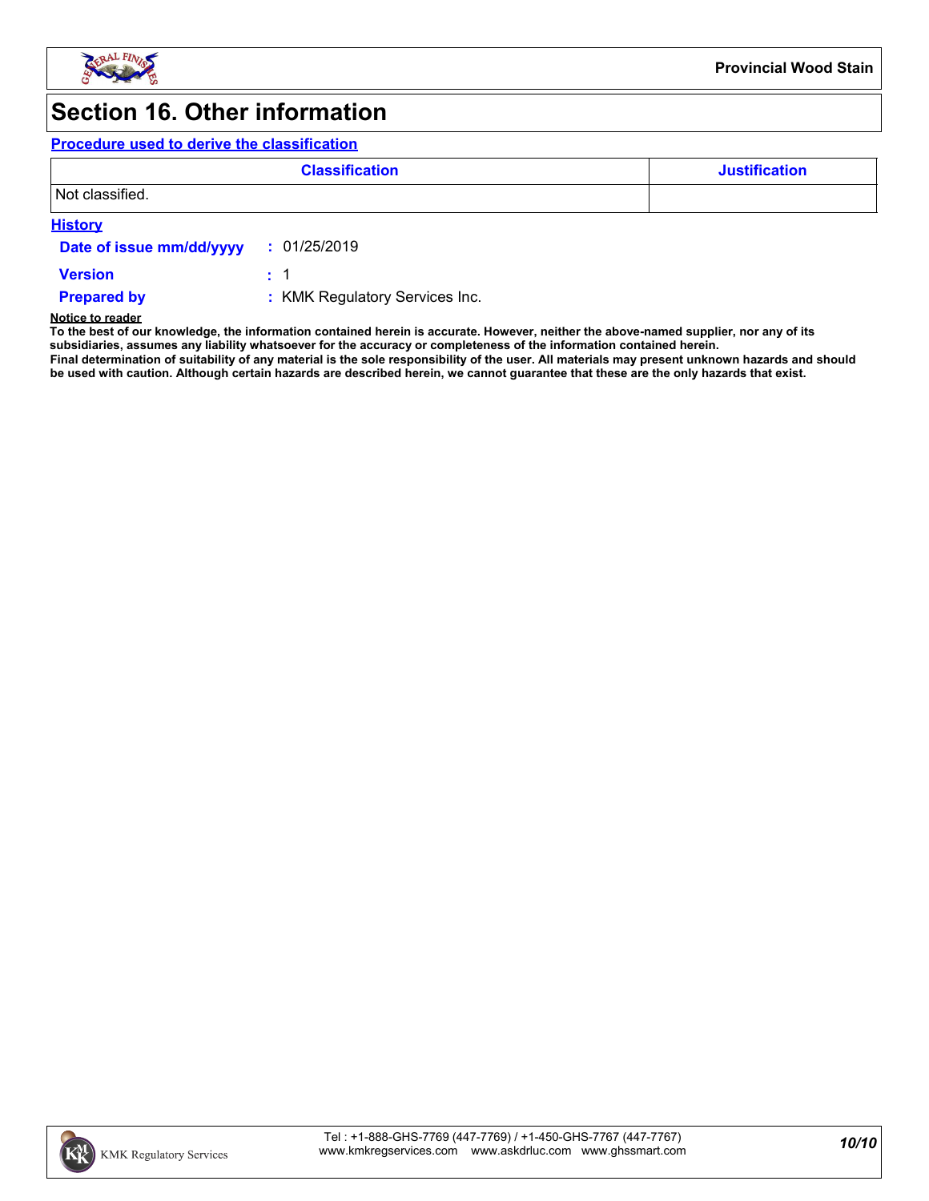# Section 16. Other information

**Procedure used to derive the classification**

| Classification | Justification |
| --- | --- |
| Not classified. | |

**History**

**Date of issue mm/dd/yyyy** : 01/25/2019

**Version** : 1

**Prepared by** : KMK Regulatory Services Inc.

**Notice to reader**

**To the best of our knowledge, the information contained herein is accurate. However, neither the above-named supplier, nor any of its subsidiaries, assumes any liability whatsoever for the accuracy or completeness of the information contained herein.**
**Final determination of suitability of any material is the sole responsibility of the user. All materials may present unknown hazards and should be used with caution. Although certain hazards are described herein, we cannot guarantee that these are the only hazards that exist.**